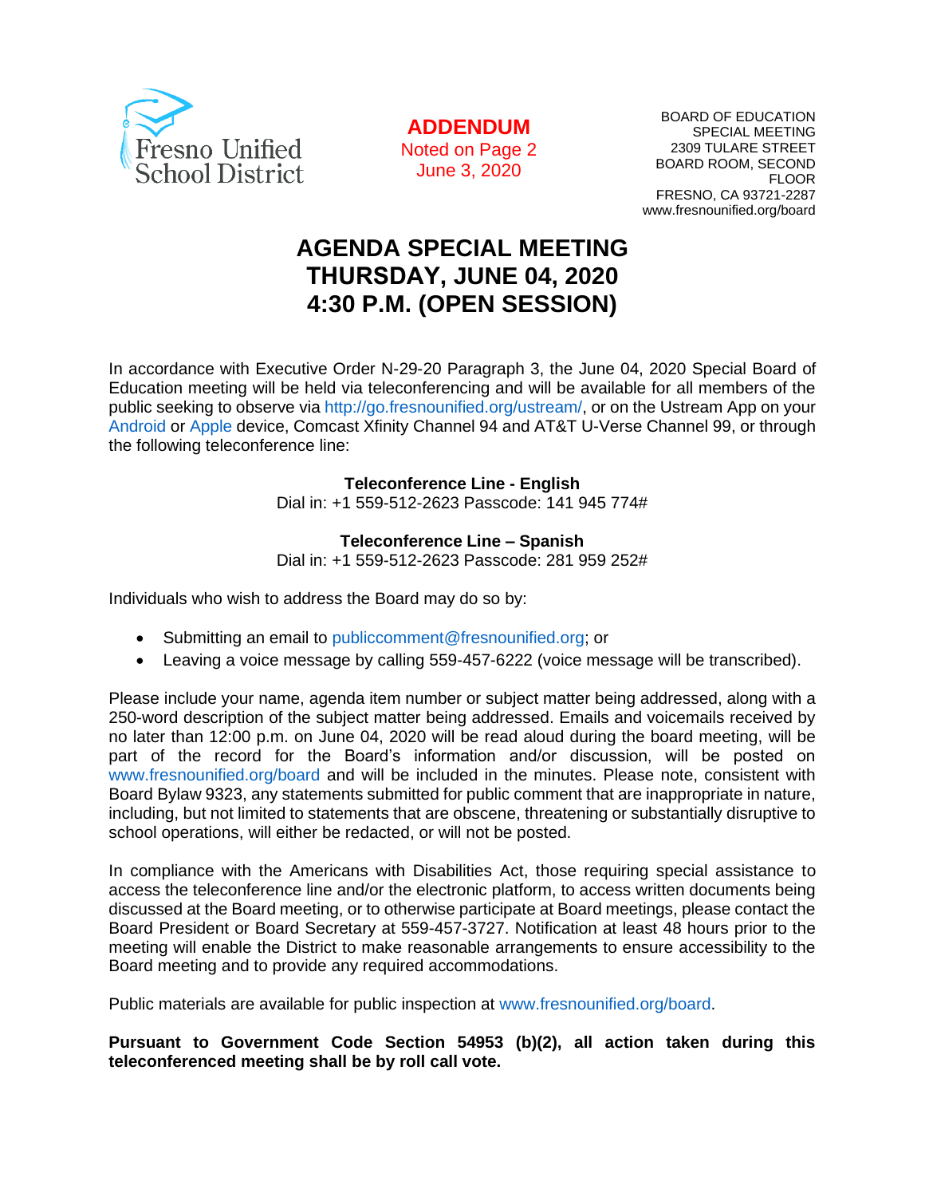Fresno Unified School District

**ADDENDUM**
Noted on Page 2
June 3, 2020

BOARD OF EDUCATION
SPECIAL MEETING
2309 TULARE STREET
BOARD ROOM, SECOND FLOOR
FRESNO, CA 93721-2287
www.fresnounified.org/board

# AGENDA SPECIAL MEETING
# THURSDAY, JUNE 04, 2020
# 4:30 P.M. (OPEN SESSION)

In accordance with Executive Order N-29-20 Paragraph 3, the June 04, 2020 Special Board of Education meeting will be held via teleconferencing and will be available for all members of the public seeking to observe via http://go.fresnounified.org/ustream/, or on the Ustream App on your Android or Apple device, Comcast Xfinity Channel 94 and AT&T U-Verse Channel 99, or through the following teleconference line:

**Teleconference Line - English**
Dial in: +1 559-512-2623 Passcode: 141 945 774#

**Teleconference Line – Spanish**
Dial in: +1 559-512-2623 Passcode: 281 959 252#

Individuals who wish to address the Board may do so by:

- Submitting an email to publiccomment@fresnounified.org; or
- Leaving a voice message by calling 559-457-6222 (voice message will be transcribed).

Please include your name, agenda item number or subject matter being addressed, along with a 250-word description of the subject matter being addressed. Emails and voicemails received by no later than 12:00 p.m. on June 04, 2020 will be read aloud during the board meeting, will be part of the record for the Board's information and/or discussion, will be posted on www.fresnounified.org/board and will be included in the minutes. Please note, consistent with Board Bylaw 9323, any statements submitted for public comment that are inappropriate in nature, including, but not limited to statements that are obscene, threatening or substantially disruptive to school operations, will either be redacted, or will not be posted.

In compliance with the Americans with Disabilities Act, those requiring special assistance to access the teleconference line and/or the electronic platform, to access written documents being discussed at the Board meeting, or to otherwise participate at Board meetings, please contact the Board President or Board Secretary at 559-457-3727. Notification at least 48 hours prior to the meeting will enable the District to make reasonable arrangements to ensure accessibility to the Board meeting and to provide any required accommodations.

Public materials are available for public inspection at www.fresnounified.org/board.

**Pursuant to Government Code Section 54953 (b)(2), all action taken during this teleconferenced meeting shall be by roll call vote.**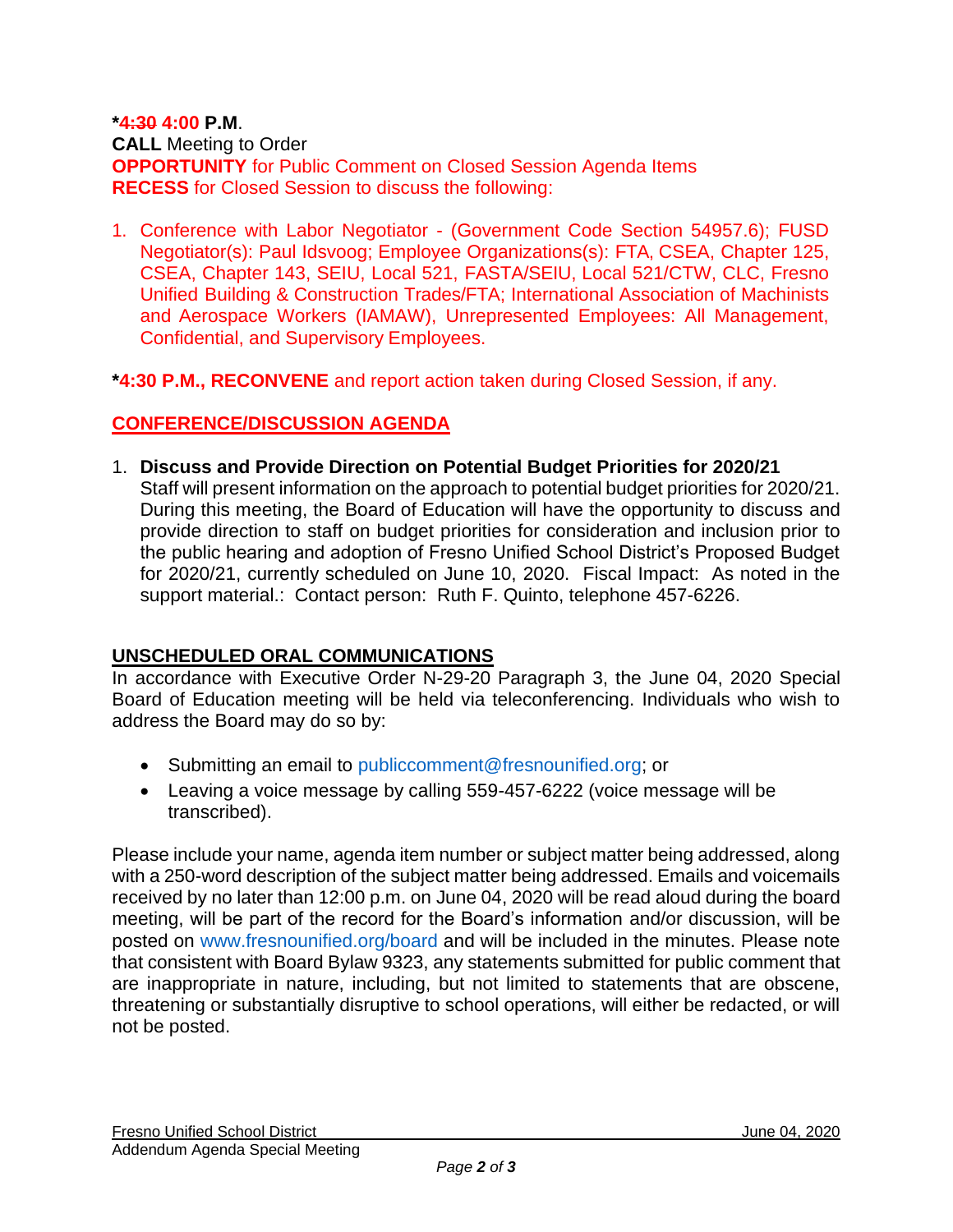***~~4:30~~ 4:00 P.M**.
**CALL** Meeting to Order
**OPPORTUNITY** for Public Comment on Closed Session Agenda Items
**RECESS** for Closed Session to discuss the following:

1. Conference with Labor Negotiator - (Government Code Section 54957.6); FUSD Negotiator(s): Paul Idsvoog; Employee Organizations(s): FTA, CSEA, Chapter 125, CSEA, Chapter 143, SEIU, Local 521, FASTA/SEIU, Local 521/CTW, CLC, Fresno Unified Building & Construction Trades/FTA; International Association of Machinists and Aerospace Workers (IAMAW), Unrepresented Employees: All Management, Confidential, and Supervisory Employees.

***4:30 P.M., RECONVENE** and report action taken during Closed Session, if any.

## CONFERENCE/DISCUSSION AGENDA

1. **Discuss and Provide Direction on Potential Budget Priorities for 2020/21**
Staff will present information on the approach to potential budget priorities for 2020/21. During this meeting, the Board of Education will have the opportunity to discuss and provide direction to staff on budget priorities for consideration and inclusion prior to the public hearing and adoption of Fresno Unified School District's Proposed Budget for 2020/21, currently scheduled on June 10, 2020. Fiscal Impact: As noted in the support material.: Contact person: Ruth F. Quinto, telephone 457-6226.

## UNSCHEDULED ORAL COMMUNICATIONS

In accordance with Executive Order N-29-20 Paragraph 3, the June 04, 2020 Special Board of Education meeting will be held via teleconferencing. Individuals who wish to address the Board may do so by:

- Submitting an email to publiccomment@fresnounified.org; or
- Leaving a voice message by calling 559-457-6222 (voice message will be transcribed).

Please include your name, agenda item number or subject matter being addressed, along with a 250-word description of the subject matter being addressed. Emails and voicemails received by no later than 12:00 p.m. on June 04, 2020 will be read aloud during the board meeting, will be part of the record for the Board's information and/or discussion, will be posted on www.fresnounified.org/board and will be included in the minutes. Please note that consistent with Board Bylaw 9323, any statements submitted for public comment that are inappropriate in nature, including, but not limited to statements that are obscene, threatening or substantially disruptive to school operations, will either be redacted, or will not be posted.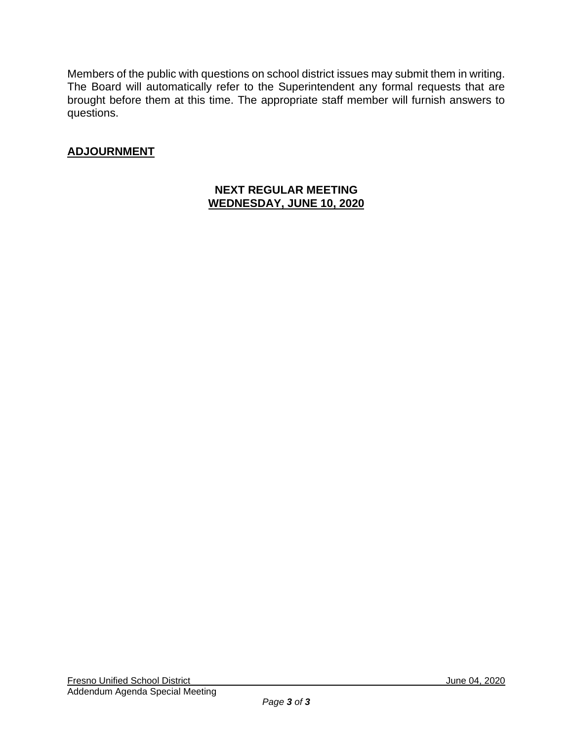Members of the public with questions on school district issues may submit them in writing. The Board will automatically refer to the Superintendent any formal requests that are brought before them at this time. The appropriate staff member will furnish answers to questions.

## ADJOURNMENT

**NEXT REGULAR MEETING**
**WEDNESDAY, JUNE 10, 2020**